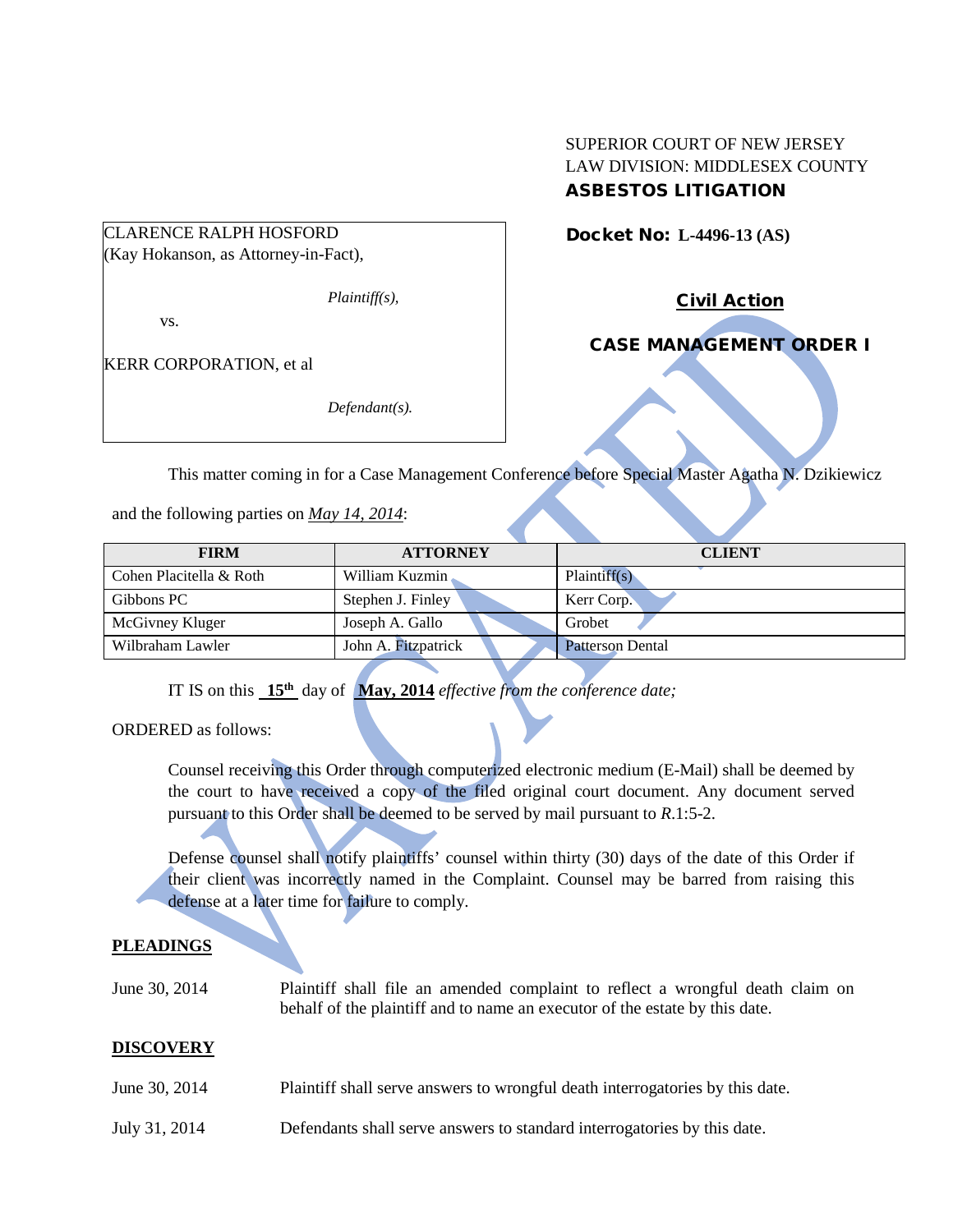SUPERIOR COURT OF NEW JERSEY
LAW DIVISION: MIDDLESEX COUNTY
**ASBESTOS LITIGATION**

CLARENCE RALPH HOSFORD
(Kay Hokanson, as Attorney-in-Fact),

*Plaintiff(s),*

vs.

KERR CORPORATION, et al

*Defendant(s).*

**Docket No: L-4496-13 (AS)**

**Civil Action**

**CASE MANAGEMENT ORDER I**

This matter coming in for a Case Management Conference before Special Master Agatha N. Dzikiewicz and the following parties on *May 14, 2014*:

| FIRM | ATTORNEY | CLIENT |
|---|---|---|
| Cohen Placitella & Roth | William Kuzmin | Plaintiff(s) |
| Gibbons PC | Stephen J. Finley | Kerr Corp. |
| McGivney Kluger | Joseph A. Gallo | Grobet |
| Wilbraham Lawler | John A. Fitzpatrick | Patterson Dental |

IT IS on this **15th** day of **May, 2014** *effective from the conference date;*

ORDERED as follows:

Counsel receiving this Order through computerized electronic medium (E-Mail) shall be deemed by the court to have received a copy of the filed original court document. Any document served pursuant to this Order shall be deemed to be served by mail pursuant to *R*.1:5-2.

Defense counsel shall notify plaintiffs' counsel within thirty (30) days of the date of this Order if their client was incorrectly named in the Complaint. Counsel may be barred from raising this defense at a later time for failure to comply.

**PLEADINGS**

June 30, 2014 Plaintiff shall file an amended complaint to reflect a wrongful death claim on behalf of the plaintiff and to name an executor of the estate by this date.

**DISCOVERY**

June 30, 2014 Plaintiff shall serve answers to wrongful death interrogatories by this date.

July 31, 2014 Defendants shall serve answers to standard interrogatories by this date.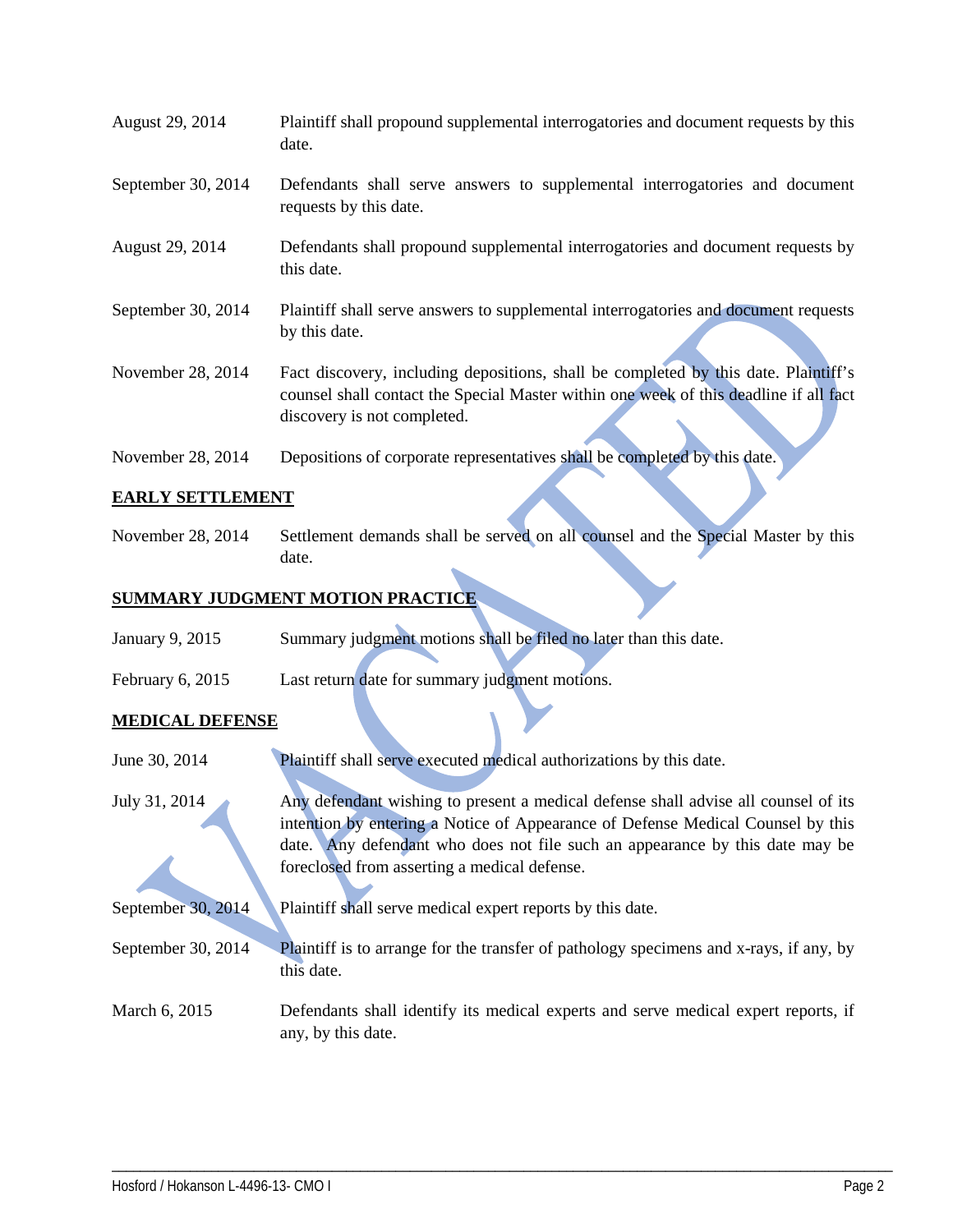| | |
|---|---|
| August 29, 2014 | Plaintiff shall propound supplemental interrogatories and document requests by this date. |
| September 30, 2014 | Defendants shall serve answers to supplemental interrogatories and document requests by this date. |
| August 29, 2014 | Defendants shall propound supplemental interrogatories and document requests by this date. |
| September 30, 2014 | Plaintiff shall serve answers to supplemental interrogatories and document requests by this date. |
| November 28, 2014 | Fact discovery, including depositions, shall be completed by this date. Plaintiff's counsel shall contact the Special Master within one week of this deadline if all fact discovery is not completed. |
| November 28, 2014 | Depositions of corporate representatives shall be completed by this date. |

**EARLY SETTLEMENT**

| | |
|---|---|
| November 28, 2014 | Settlement demands shall be served on all counsel and the Special Master by this date. |

**SUMMARY JUDGMENT MOTION PRACTICE**

| | |
|---|---|
| January 9, 2015 | Summary judgment motions shall be filed no later than this date. |
| February 6, 2015 | Last return date for summary judgment motions. |

**MEDICAL DEFENSE**

| | |
|---|---|
| June 30, 2014 | Plaintiff shall serve executed medical authorizations by this date. |
| July 31, 2014 | Any defendant wishing to present a medical defense shall advise all counsel of its intention by entering a Notice of Appearance of Defense Medical Counsel by this date. Any defendant who does not file such an appearance by this date may be foreclosed from asserting a medical defense. |
| September 30, 2014 | Plaintiff shall serve medical expert reports by this date. |
| September 30, 2014 | Plaintiff is to arrange for the transfer of pathology specimens and x-rays, if any, by this date. |
| March 6, 2015 | Defendants shall identify its medical experts and serve medical expert reports, if any, by this date. |

VACATED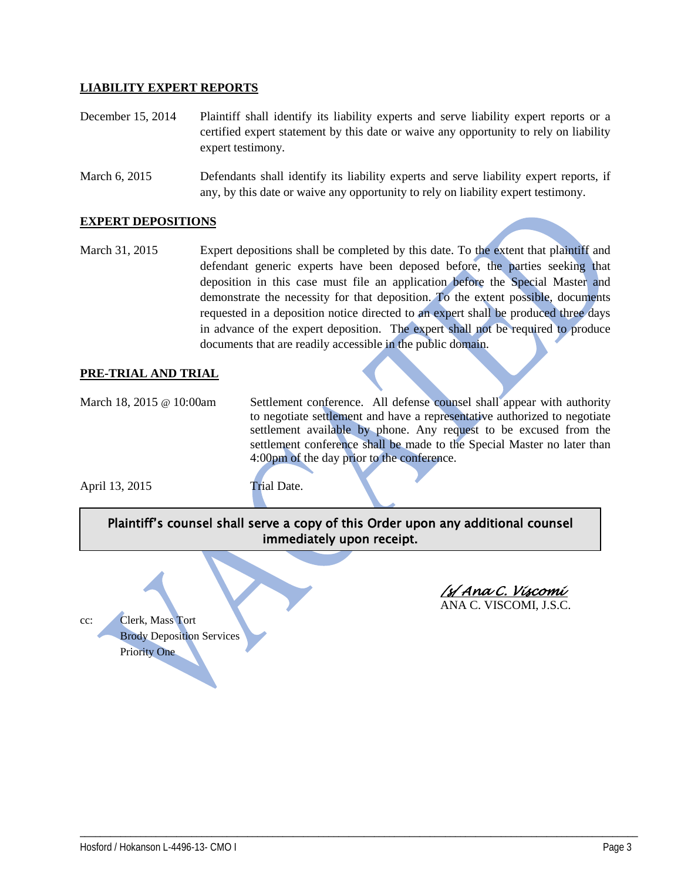**LIABILITY EXPERT REPORTS**

| | |
|---|---|
| December 15, 2014 | Plaintiff shall identify its liability experts and serve liability expert reports or a certified expert statement by this date or waive any opportunity to rely on liability expert testimony. |
| March 6, 2015 | Defendants shall identify its liability experts and serve liability expert reports, if any, by this date or waive any opportunity to rely on liability expert testimony. |

**EXPERT DEPOSITIONS**

| | |
|---|---|
| March 31, 2015 | Expert depositions shall be completed by this date. To the extent that plaintiff and defendant generic experts have been deposed before, the parties seeking that deposition in this case must file an application before the Special Master and demonstrate the necessity for that deposition. To the extent possible, documents requested in a deposition notice directed to an expert shall be produced three days in advance of the expert deposition. The expert shall not be required to produce documents that are readily accessible in the public domain. |

**PRE-TRIAL AND TRIAL**

| | |
|---|---|
| March 18, 2015 @ 10:00am | Settlement conference. All defense counsel shall appear with authority to negotiate settlement and have a representative authorized to negotiate settlement available by phone. Any request to be excused from the settlement conference shall be made to the Special Master no later than 4:00pm of the day prior to the conference. |
| April 13, 2015 | Trial Date. |

**Plaintiff's counsel shall serve a copy of this Order upon any additional counsel immediately upon receipt.**

/s/ Ana C. Viscomi
ANA C. VISCOMI, J.S.C.

cc: Clerk, Mass Tort
Brody Deposition Services
Priority One

VACATED